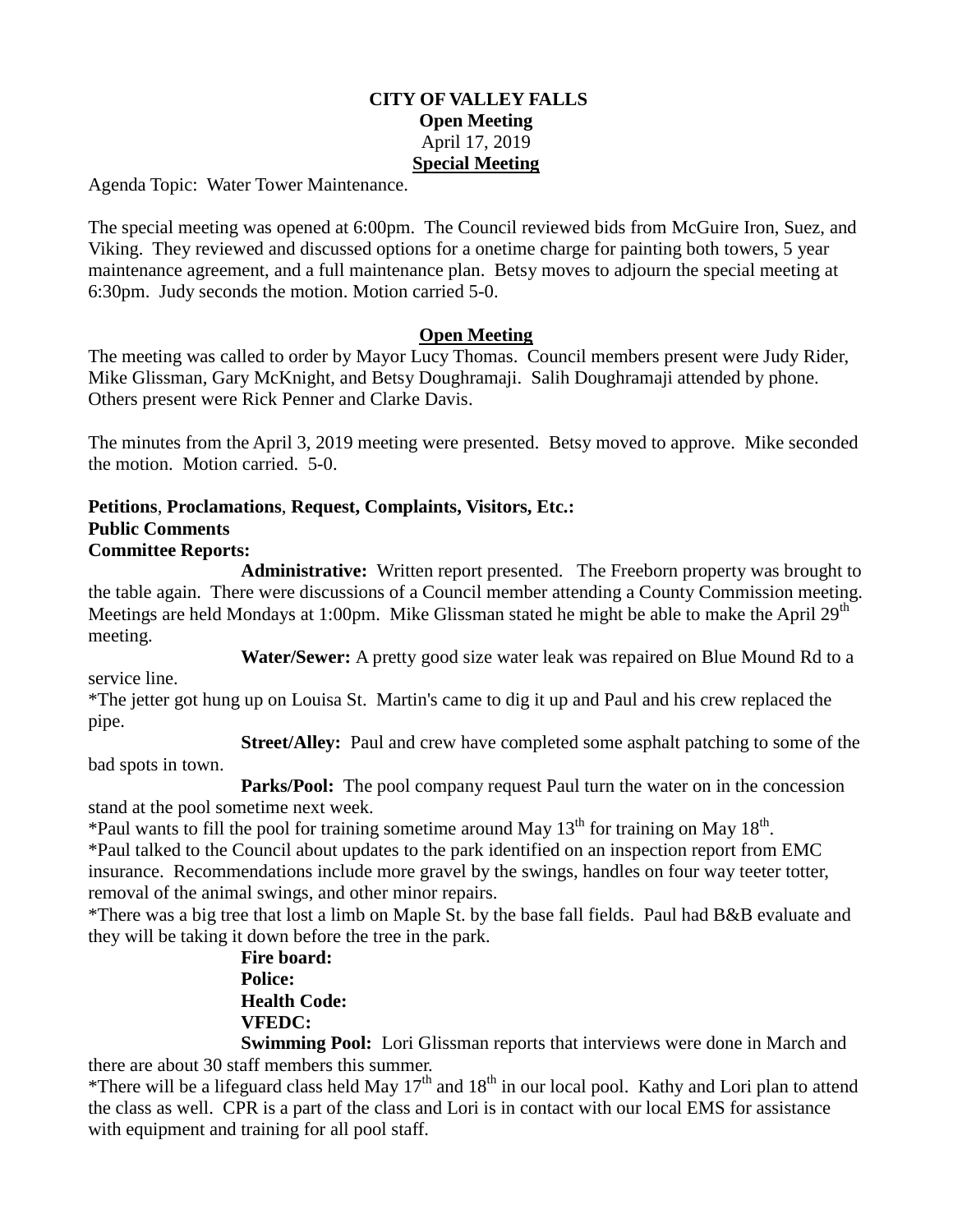**CITY OF VALLEY FALLS**
**Open Meeting**
April 17, 2019
**Special Meeting**

Agenda Topic: Water Tower Maintenance.

The special meeting was opened at 6:00pm. The Council reviewed bids from McGuire Iron, Suez, and Viking. They reviewed and discussed options for a onetime charge for painting both towers, 5 year maintenance agreement, and a full maintenance plan. Betsy moves to adjourn the special meeting at 6:30pm. Judy seconds the motion. Motion carried 5-0.

**Open Meeting**

The meeting was called to order by Mayor Lucy Thomas. Council members present were Judy Rider, Mike Glissman, Gary McKnight, and Betsy Doughramaji. Salih Doughramaji attended by phone. Others present were Rick Penner and Clarke Davis.

The minutes from the April 3, 2019 meeting were presented. Betsy moved to approve. Mike seconded the motion. Motion carried. 5-0.

**Petitions**, **Proclamations**, **Request, Complaints, Visitors, Etc.:**
**Public Comments**
**Committee Reports:**

**Administrative:** Written report presented. The Freeborn property was brought to the table again. There were discussions of a Council member attending a County Commission meeting. Meetings are held Mondays at 1:00pm. Mike Glissman stated he might be able to make the April 29th meeting.

**Water/Sewer:** A pretty good size water leak was repaired on Blue Mound Rd to a service line.
*The jetter got hung up on Louisa St. Martin's came to dig it up and Paul and his crew replaced the pipe.

**Street/Alley:** Paul and crew have completed some asphalt patching to some of the bad spots in town.

**Parks/Pool:** The pool company request Paul turn the water on in the concession stand at the pool sometime next week.
*Paul wants to fill the pool for training sometime around May 13th for training on May 18th.
*Paul talked to the Council about updates to the park identified on an inspection report from EMC insurance. Recommendations include more gravel by the swings, handles on four way teeter totter, removal of the animal swings, and other minor repairs.
*There was a big tree that lost a limb on Maple St. by the base fall fields. Paul had B&B evaluate and they will be taking it down before the tree in the park.

**Fire board:**
**Police:**
**Health Code:**
**VFEDC:**

**Swimming Pool:** Lori Glissman reports that interviews were done in March and there are about 30 staff members this summer.
*There will be a lifeguard class held May 17th and 18th in our local pool. Kathy and Lori plan to attend the class as well. CPR is a part of the class and Lori is in contact with our local EMS for assistance with equipment and training for all pool staff.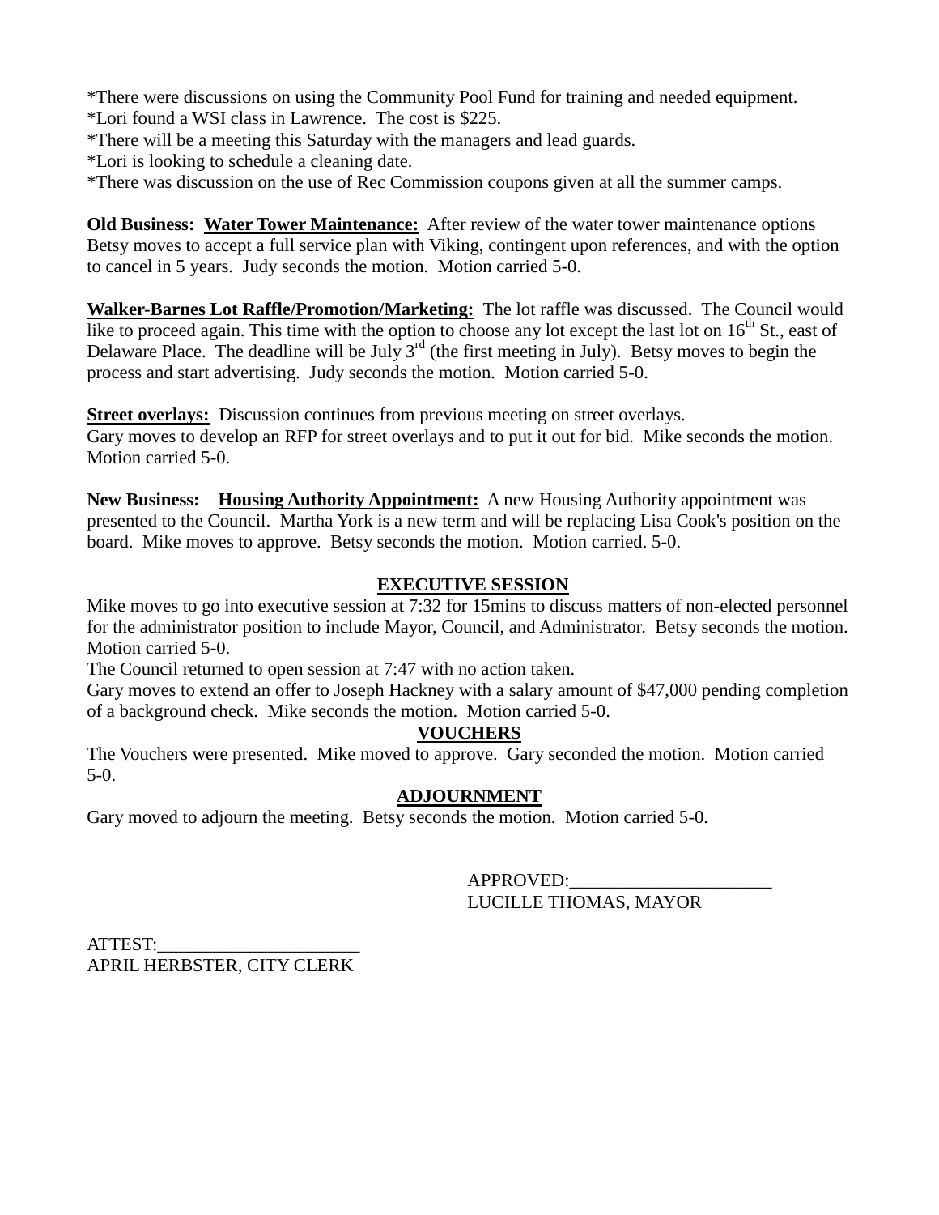*There were discussions on using the Community Pool Fund for training and needed equipment.
*Lori found a WSI class in Lawrence. The cost is $225.
*There will be a meeting this Saturday with the managers and lead guards.
*Lori is looking to schedule a cleaning date.
*There was discussion on the use of Rec Commission coupons given at all the summer camps.

**Old Business:** **<u>Water Tower Maintenance:</u>** After review of the water tower maintenance options Betsy moves to accept a full service plan with Viking, contingent upon references, and with the option to cancel in 5 years. Judy seconds the motion. Motion carried 5-0.

**<u>Walker-Barnes Lot Raffle/Promotion/Marketing:</u>** The lot raffle was discussed. The Council would like to proceed again. This time with the option to choose any lot except the last lot on 16th St., east of Delaware Place. The deadline will be July 3rd (the first meeting in July). Betsy moves to begin the process and start advertising. Judy seconds the motion. Motion carried 5-0.

**<u>Street overlays:</u>** Discussion continues from previous meeting on street overlays.
Gary moves to develop an RFP for street overlays and to put it out for bid. Mike seconds the motion. Motion carried 5-0.

**New Business:** **<u>Housing Authority Appointment:</u>** A new Housing Authority appointment was presented to the Council. Martha York is a new term and will be replacing Lisa Cook's position on the board. Mike moves to approve. Betsy seconds the motion. Motion carried. 5-0.

## EXECUTIVE SESSION

Mike moves to go into executive session at 7:32 for 15mins to discuss matters of non-elected personnel for the administrator position to include Mayor, Council, and Administrator. Betsy seconds the motion. Motion carried 5-0.
The Council returned to open session at 7:47 with no action taken.
Gary moves to extend an offer to Joseph Hackney with a salary amount of $47,000 pending completion of a background check. Mike seconds the motion. Motion carried 5-0.

## VOUCHERS

The Vouchers were presented. Mike moved to approve. Gary seconded the motion. Motion carried 5-0.

## ADJOURNMENT

Gary moved to adjourn the meeting. Betsy seconds the motion. Motion carried 5-0.

APPROVED:______________________
LUCILLE THOMAS, MAYOR

ATTEST:______________________
APRIL HERBSTER, CITY CLERK